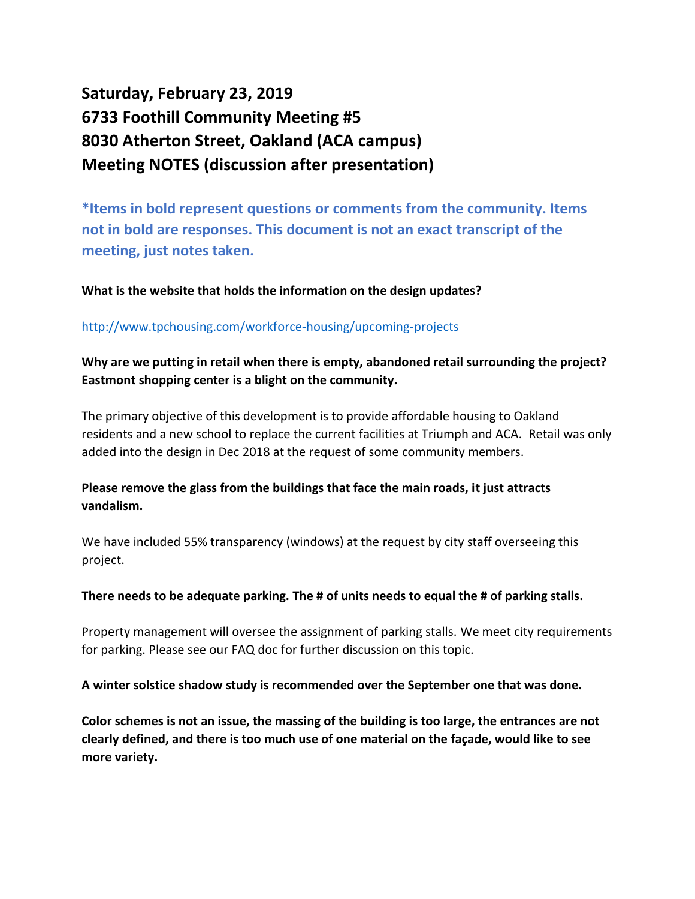# Saturday, February 23, 2019
# 6733 Foothill Community Meeting #5
# 8030 Atherton Street, Oakland (ACA campus)
# Meeting NOTES (discussion after presentation)

**\*Items in bold represent questions or comments from the community. Items not in bold are responses. This document is not an exact transcript of the meeting, just notes taken.**

**What is the website that holds the information on the design updates?**

http://www.tpchousing.com/workforce-housing/upcoming-projects

**Why are we putting in retail when there is empty, abandoned retail surrounding the project? Eastmont shopping center is a blight on the community.**

The primary objective of this development is to provide affordable housing to Oakland residents and a new school to replace the current facilities at Triumph and ACA. Retail was only added into the design in Dec 2018 at the request of some community members.

**Please remove the glass from the buildings that face the main roads, it just attracts vandalism.**

We have included 55% transparency (windows) at the request by city staff overseeing this project.

**There needs to be adequate parking. The # of units needs to equal the # of parking stalls.**

Property management will oversee the assignment of parking stalls. We meet city requirements for parking. Please see our FAQ doc for further discussion on this topic.

**A winter solstice shadow study is recommended over the September one that was done.**

**Color schemes is not an issue, the massing of the building is too large, the entrances are not clearly defined, and there is too much use of one material on the façade, would like to see more variety.**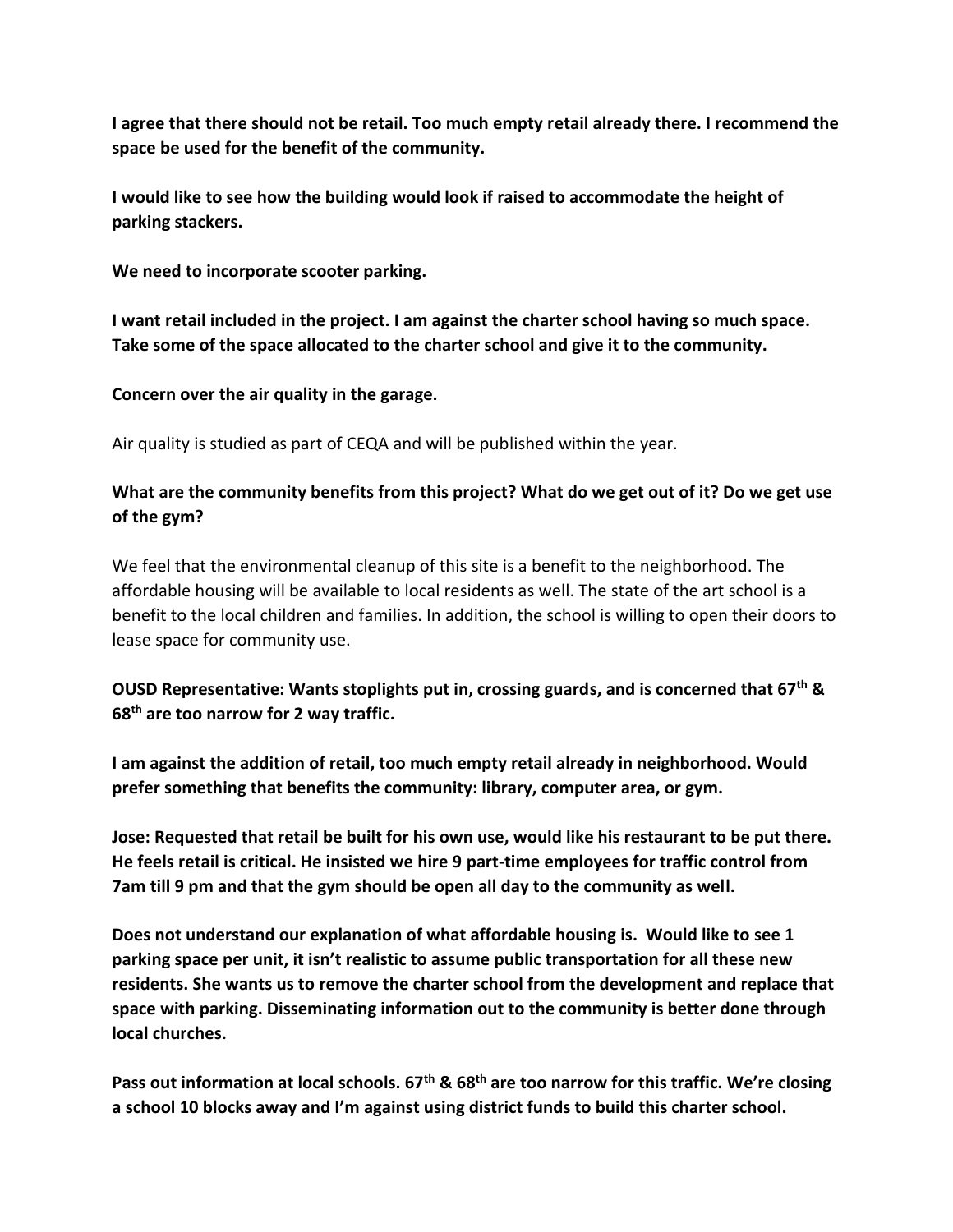**I agree that there should not be retail. Too much empty retail already there. I recommend the space be used for the benefit of the community.**

**I would like to see how the building would look if raised to accommodate the height of parking stackers.**

**We need to incorporate scooter parking.**

**I want retail included in the project. I am against the charter school having so much space. Take some of the space allocated to the charter school and give it to the community.**

**Concern over the air quality in the garage.**

Air quality is studied as part of CEQA and will be published within the year.

**What are the community benefits from this project? What do we get out of it? Do we get use of the gym?**

We feel that the environmental cleanup of this site is a benefit to the neighborhood. The affordable housing will be available to local residents as well. The state of the art school is a benefit to the local children and families. In addition, the school is willing to open their doors to lease space for community use.

**OUSD Representative: Wants stoplights put in, crossing guards, and is concerned that 67th & 68th are too narrow for 2 way traffic.**

**I am against the addition of retail, too much empty retail already in neighborhood. Would prefer something that benefits the community: library, computer area, or gym.**

**Jose: Requested that retail be built for his own use, would like his restaurant to be put there. He feels retail is critical. He insisted we hire 9 part-time employees for traffic control from 7am till 9 pm and that the gym should be open all day to the community as well.**

**Does not understand our explanation of what affordable housing is. Would like to see 1 parking space per unit, it isn't realistic to assume public transportation for all these new residents. She wants us to remove the charter school from the development and replace that space with parking. Disseminating information out to the community is better done through local churches.**

**Pass out information at local schools. 67th & 68th are too narrow for this traffic. We're closing a school 10 blocks away and I'm against using district funds to build this charter school.**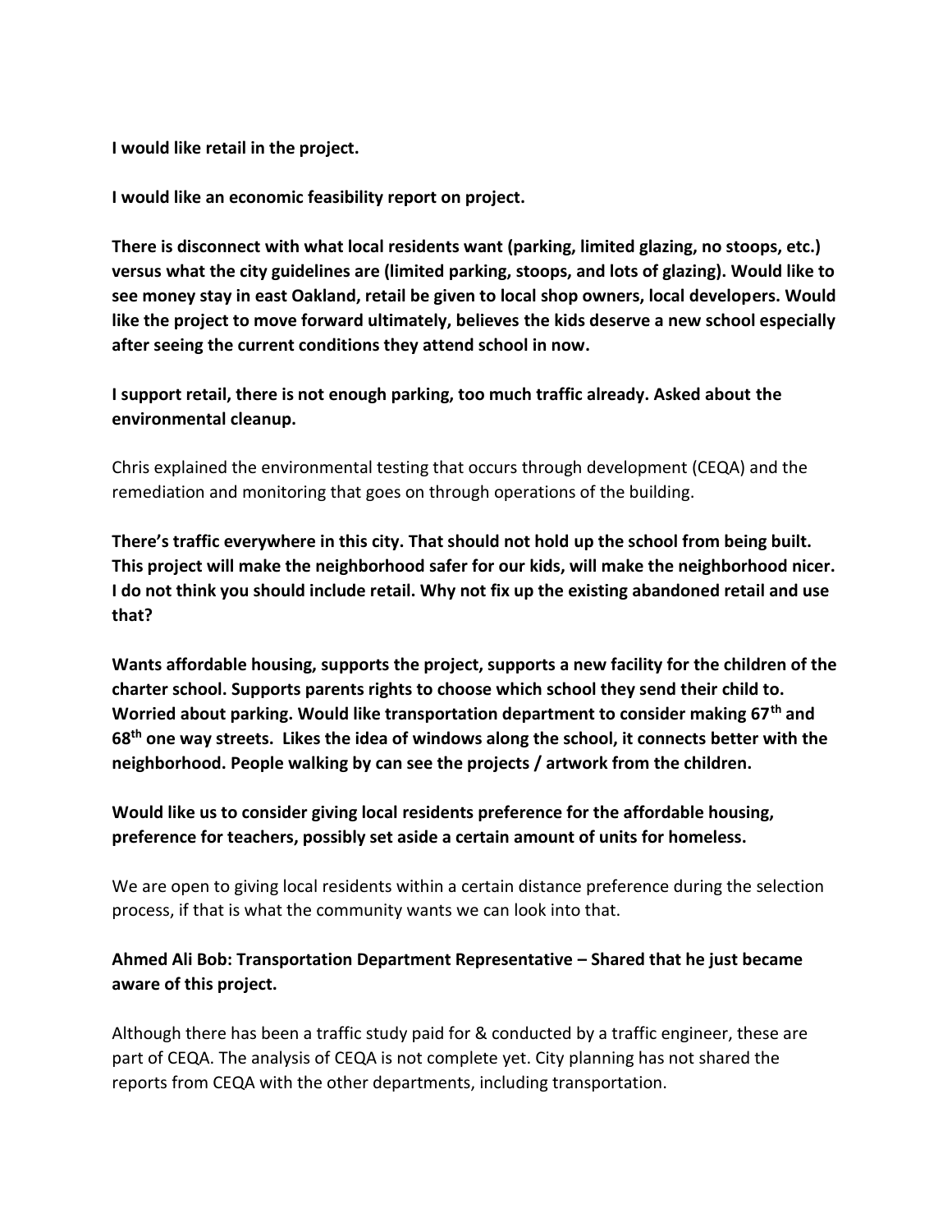**I would like retail in the project.**

**I would like an economic feasibility report on project.**

**There is disconnect with what local residents want (parking, limited glazing, no stoops, etc.) versus what the city guidelines are (limited parking, stoops, and lots of glazing). Would like to see money stay in east Oakland, retail be given to local shop owners, local developers. Would like the project to move forward ultimately, believes the kids deserve a new school especially after seeing the current conditions they attend school in now.**

**I support retail, there is not enough parking, too much traffic already. Asked about the environmental cleanup.**

Chris explained the environmental testing that occurs through development (CEQA) and the remediation and monitoring that goes on through operations of the building.

**There's traffic everywhere in this city. That should not hold up the school from being built. This project will make the neighborhood safer for our kids, will make the neighborhood nicer. I do not think you should include retail. Why not fix up the existing abandoned retail and use that?**

**Wants affordable housing, supports the project, supports a new facility for the children of the charter school. Supports parents rights to choose which school they send their child to. Worried about parking. Would like transportation department to consider making 67th and 68th one way streets. Likes the idea of windows along the school, it connects better with the neighborhood. People walking by can see the projects / artwork from the children.**

**Would like us to consider giving local residents preference for the affordable housing, preference for teachers, possibly set aside a certain amount of units for homeless.**

We are open to giving local residents within a certain distance preference during the selection process, if that is what the community wants we can look into that.

**Ahmed Ali Bob: Transportation Department Representative – Shared that he just became aware of this project.**

Although there has been a traffic study paid for & conducted by a traffic engineer, these are part of CEQA. The analysis of CEQA is not complete yet. City planning has not shared the reports from CEQA with the other departments, including transportation.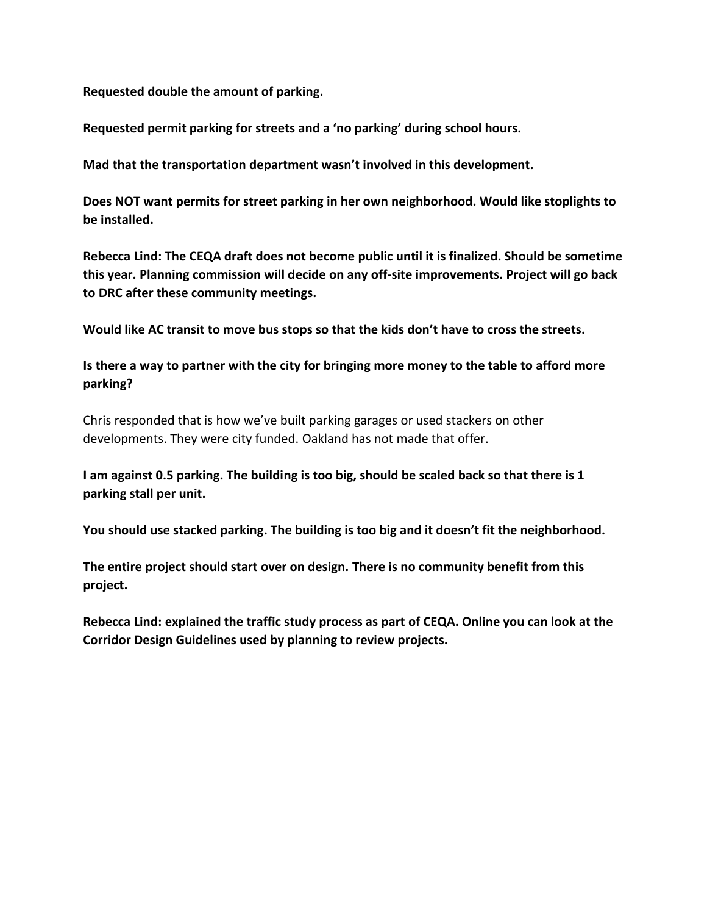**Requested double the amount of parking.**

**Requested permit parking for streets and a 'no parking' during school hours.**

**Mad that the transportation department wasn't involved in this development.**

**Does NOT want permits for street parking in her own neighborhood. Would like stoplights to be installed.**

**Rebecca Lind: The CEQA draft does not become public until it is finalized. Should be sometime this year. Planning commission will decide on any off-site improvements. Project will go back to DRC after these community meetings.**

**Would like AC transit to move bus stops so that the kids don't have to cross the streets.**

**Is there a way to partner with the city for bringing more money to the table to afford more parking?**

Chris responded that is how we've built parking garages or used stackers on other developments. They were city funded. Oakland has not made that offer.

**I am against 0.5 parking. The building is too big, should be scaled back so that there is 1 parking stall per unit.**

**You should use stacked parking. The building is too big and it doesn't fit the neighborhood.**

**The entire project should start over on design. There is no community benefit from this project.**

**Rebecca Lind: explained the traffic study process as part of CEQA. Online you can look at the Corridor Design Guidelines used by planning to review projects.**